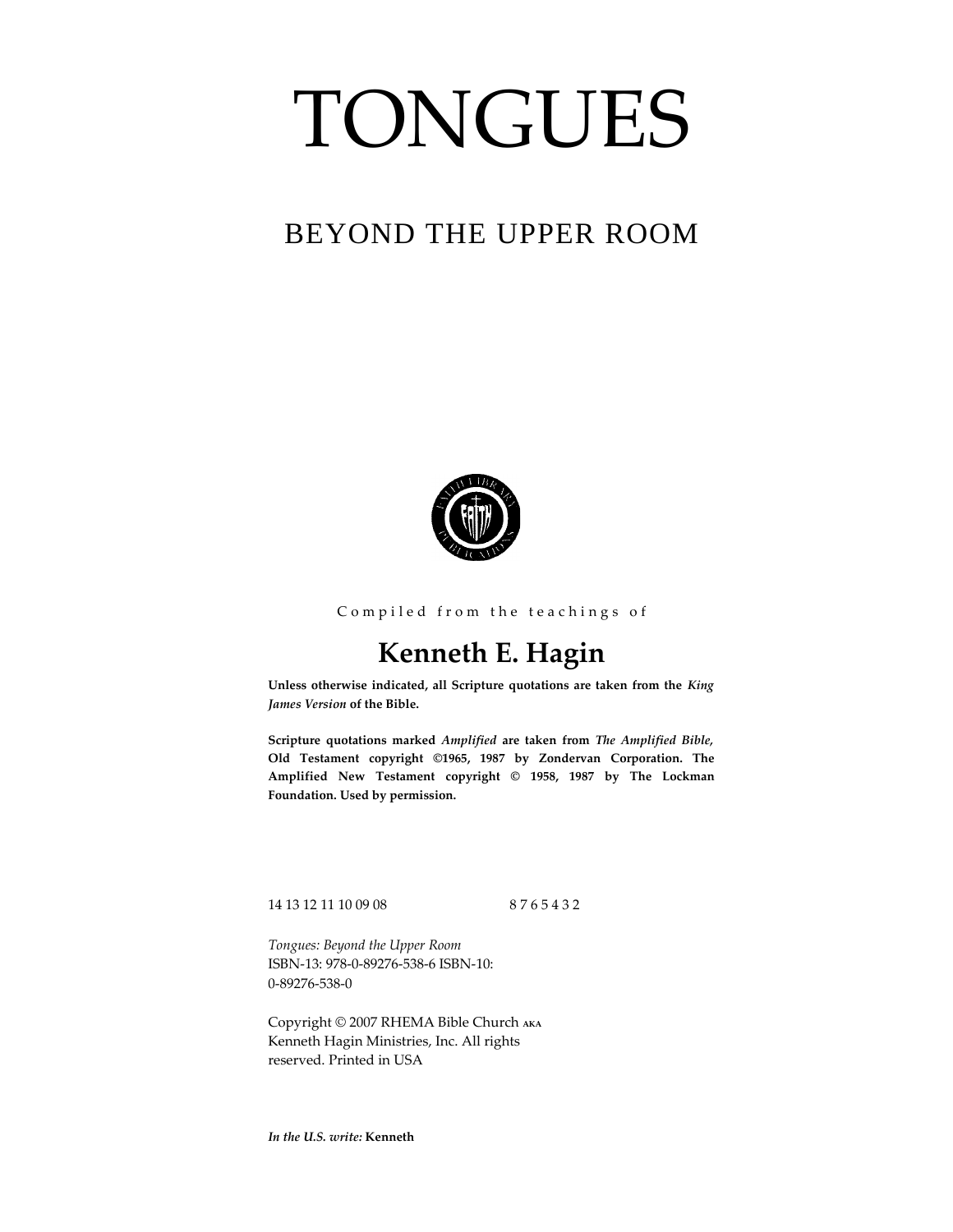# TONGUES

## BEYOND THE UPPER ROOM

Compiled from the teachings of

## Kenneth E. Hagin

**Unless otherwise indicated, all Scripture quotations are taken from the *King James Version* of the Bible.**

**Scripture quotations marked *Amplified* are taken from *The Amplified Bible,* Old Testament copyright ©1965, 1987 by Zondervan Corporation. The Amplified New Testament copyright © 1958, 1987 by The Lockman Foundation. Used by permission.**

14 13 12 11 10 09 08 8 7 6 5 4 3 2

*Tongues: Beyond the Upper Room*
ISBN-13: 978-0-89276-538-6 ISBN-10: 0-89276-538-0

Copyright © 2007 RHEMA Bible Church AKA Kenneth Hagin Ministries, Inc. All rights reserved. Printed in USA

***In the U.S. write:* Kenneth**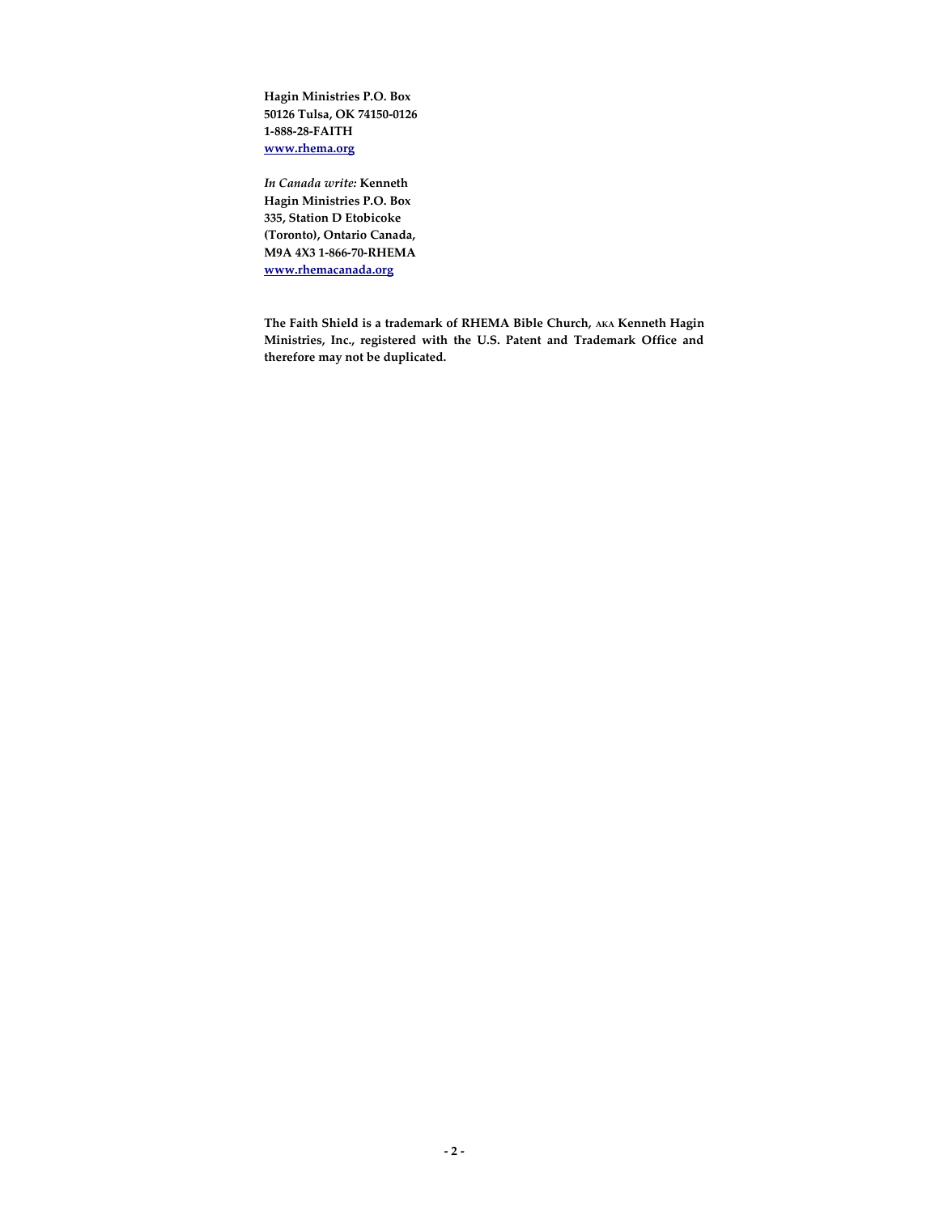**Hagin Ministries P.O. Box**
**50126 Tulsa, OK 74150-0126**
**1-888-28-FAITH**
**[www.rhema.org](http://www.rhema.org)**

*In Canada write:* **Kenneth**
**Hagin Ministries P.O. Box**
**335, Station D Etobicoke**
**(Toronto), Ontario Canada,**
**M9A 4X3 1-866-70-RHEMA**
**[www.rhemacanada.org](http://www.rhemacanada.org)**

**The Faith Shield is a trademark of RHEMA Bible Church, AKA Kenneth Hagin Ministries, Inc., registered with the U.S. Patent and Trademark Office and therefore may not be duplicated.**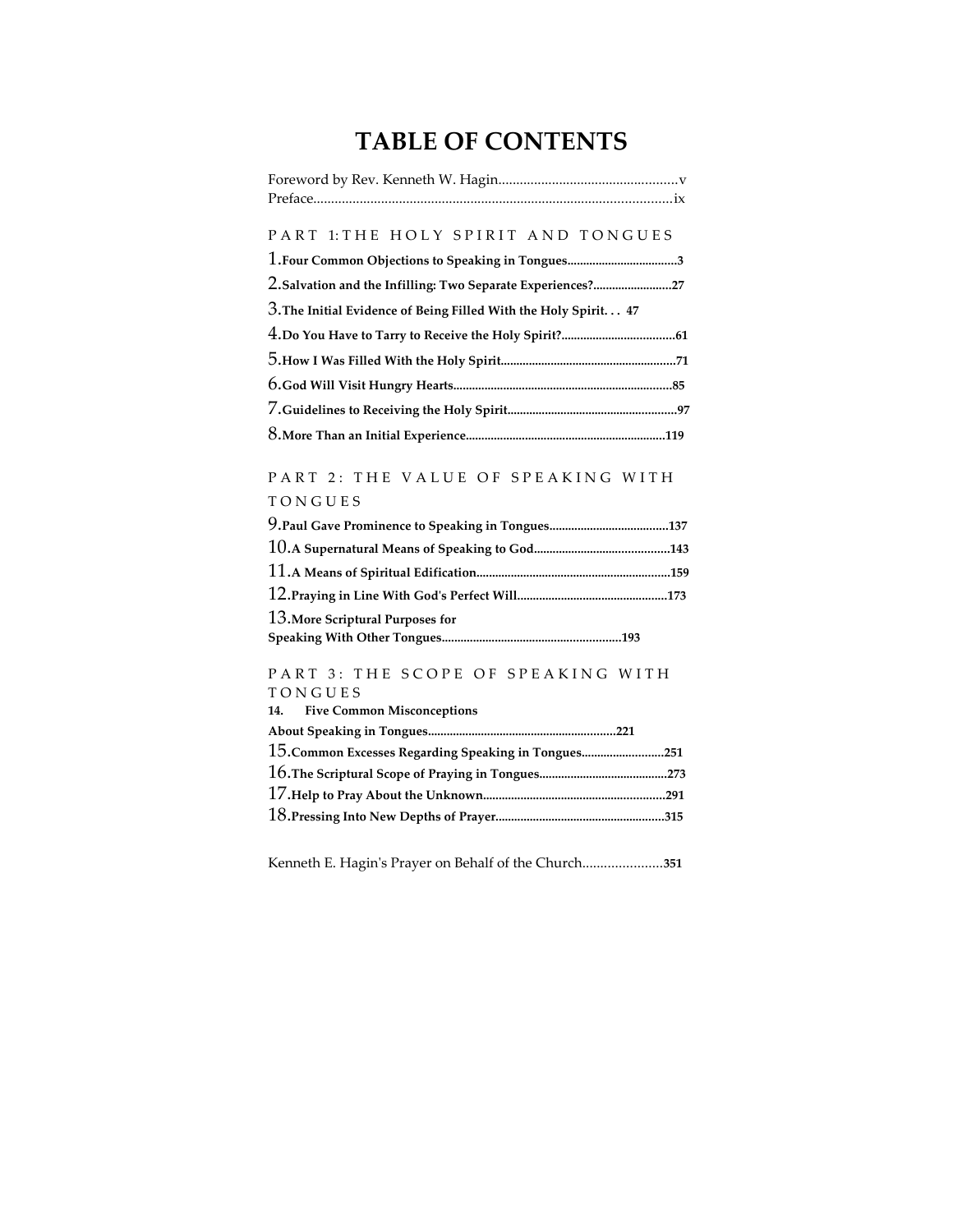# TABLE OF CONTENTS

Foreword by Rev. Kenneth W. Hagin.................................................v
Preface...................................................................................................ix

## PART 1: THE HOLY SPIRIT AND TONGUES

1. **Four Common Objections to Speaking in Tongues..................................3**
2. **Salvation and the Infilling: Two Separate Experiences?.........................27**
3. **The Initial Evidence of Being Filled With the Holy Spirit. . . 47**
4. **Do You Have to Tarry to Receive the Holy Spirit?....................................61**
5. **How I Was Filled With the Holy Spirit........................................................71**
6. **God Will Visit Hungry Hearts.....................................................................85**
7. **Guidelines to Receiving the Holy Spirit......................................................97**
8. **More Than an Initial Experience...............................................................119**

## PART 2: THE VALUE OF SPEAKING WITH TONGUES

9. **Paul Gave Prominence to Speaking in Tongues......................................137**
10. **A Supernatural Means of Speaking to God...........................................143**
11. **A Means of Spiritual Edification.............................................................159**
12. **Praying in Line With God's Perfect Will................................................173**
13. **More Scriptural Purposes for Speaking With Other Tongues.........................................................193**

## PART 3: THE SCOPE OF SPEAKING WITH TONGUES

14. **Five Common Misconceptions About Speaking in Tongues...........................................................221**
15. **Common Excesses Regarding Speaking in Tongues..........................251**
16. **The Scriptural Scope of Praying in Tongues.........................................273**
17. **Help to Pray About the Unknown..........................................................291**
18. **Pressing Into New Depths of Prayer.....................................................315**

Kenneth E. Hagin's Prayer on Behalf of the Church......................351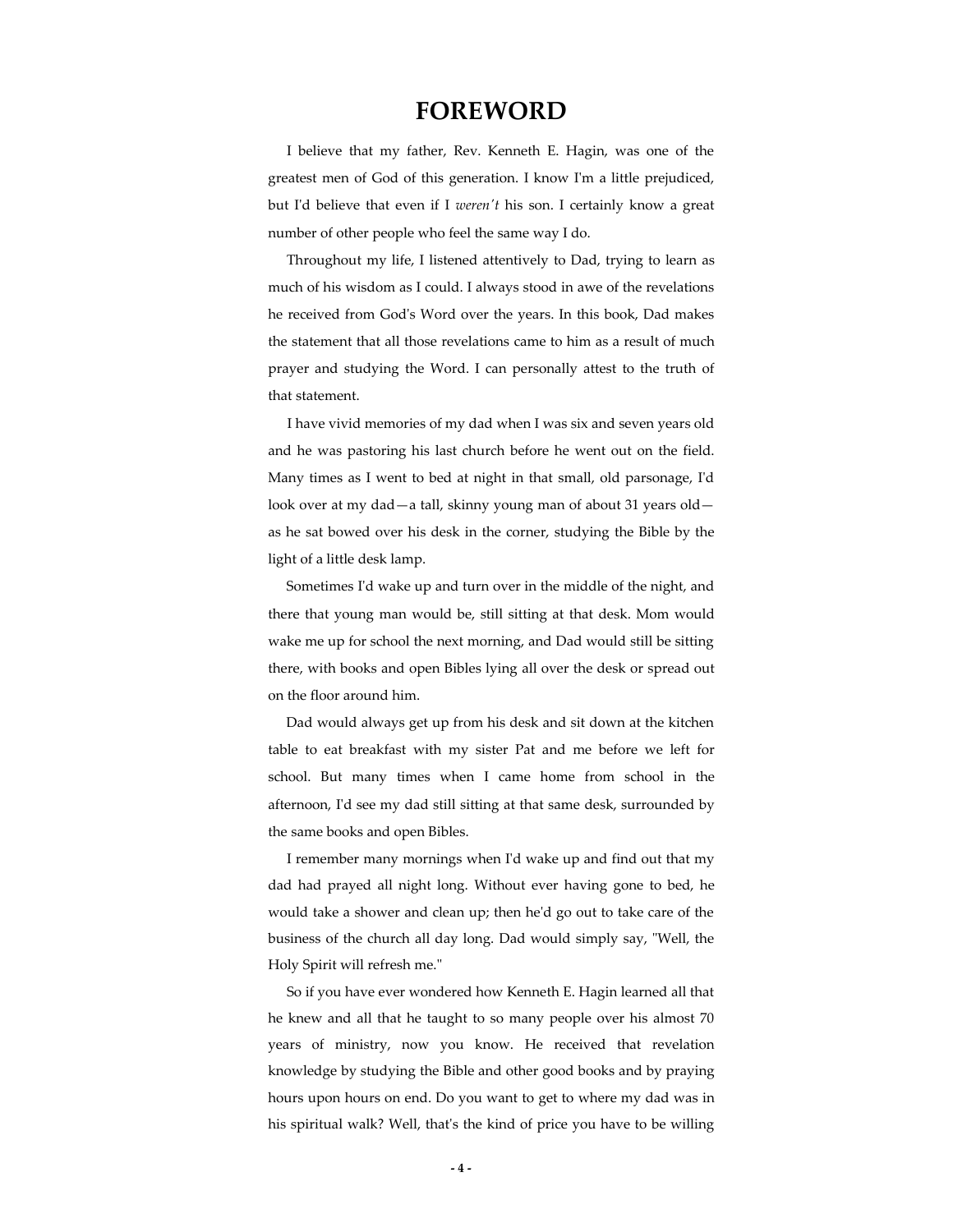# FOREWORD

I believe that my father, Rev. Kenneth E. Hagin, was one of the greatest men of God of this generation. I know I'm a little prejudiced, but I'd believe that even if I *weren't* his son. I certainly know a great number of other people who feel the same way I do.

Throughout my life, I listened attentively to Dad, trying to learn as much of his wisdom as I could. I always stood in awe of the revelations he received from God's Word over the years. In this book, Dad makes the statement that all those revelations came to him as a result of much prayer and studying the Word. I can personally attest to the truth of that statement.

I have vivid memories of my dad when I was six and seven years old and he was pastoring his last church before he went out on the field. Many times as I went to bed at night in that small, old parsonage, I'd look over at my dad—a tall, skinny young man of about 31 years old—as he sat bowed over his desk in the corner, studying the Bible by the light of a little desk lamp.

Sometimes I'd wake up and turn over in the middle of the night, and there that young man would be, still sitting at that desk. Mom would wake me up for school the next morning, and Dad would still be sitting there, with books and open Bibles lying all over the desk or spread out on the floor around him.

Dad would always get up from his desk and sit down at the kitchen table to eat breakfast with my sister Pat and me before we left for school. But many times when I came home from school in the afternoon, I'd see my dad still sitting at that same desk, surrounded by the same books and open Bibles.

I remember many mornings when I'd wake up and find out that my dad had prayed all night long. Without ever having gone to bed, he would take a shower and clean up; then he'd go out to take care of the business of the church all day long. Dad would simply say, "Well, the Holy Spirit will refresh me."

So if you have ever wondered how Kenneth E. Hagin learned all that he knew and all that he taught to so many people over his almost 70 years of ministry, now you know. He received that revelation knowledge by studying the Bible and other good books and by praying hours upon hours on end. Do you want to get to where my dad was in his spiritual walk? Well, that's the kind of price you have to be willing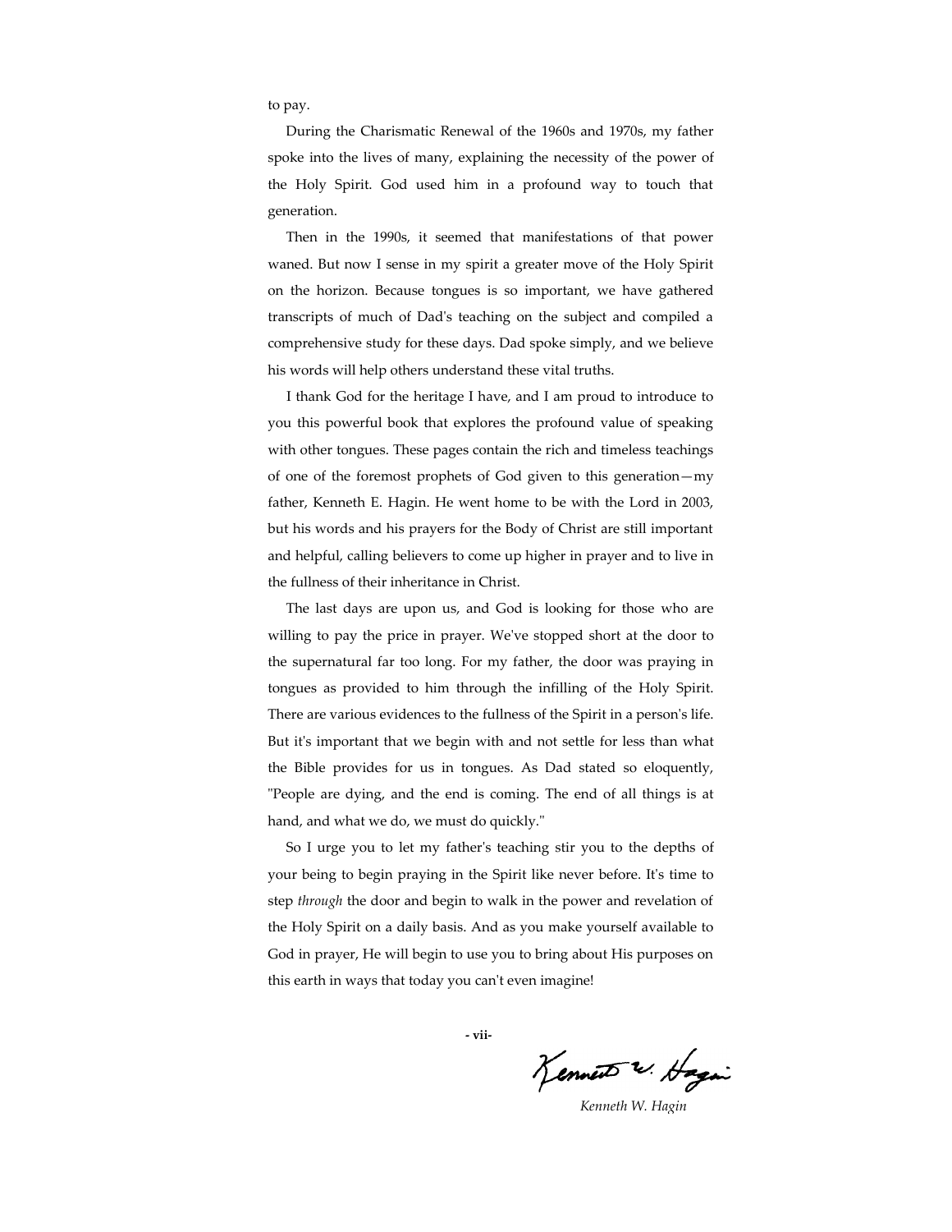to pay.

During the Charismatic Renewal of the 1960s and 1970s, my father spoke into the lives of many, explaining the necessity of the power of the Holy Spirit. God used him in a profound way to touch that generation.

Then in the 1990s, it seemed that manifestations of that power waned. But now I sense in my spirit a greater move of the Holy Spirit on the horizon. Because tongues is so important, we have gathered transcripts of much of Dad's teaching on the subject and compiled a comprehensive study for these days. Dad spoke simply, and we believe his words will help others understand these vital truths.

I thank God for the heritage I have, and I am proud to introduce to you this powerful book that explores the profound value of speaking with other tongues. These pages contain the rich and timeless teachings of one of the foremost prophets of God given to this generation—my father, Kenneth E. Hagin. He went home to be with the Lord in 2003, but his words and his prayers for the Body of Christ are still important and helpful, calling believers to come up higher in prayer and to live in the fullness of their inheritance in Christ.

The last days are upon us, and God is looking for those who are willing to pay the price in prayer. We've stopped short at the door to the supernatural far too long. For my father, the door was praying in tongues as provided to him through the infilling of the Holy Spirit. There are various evidences to the fullness of the Spirit in a person's life. But it's important that we begin with and not settle for less than what the Bible provides for us in tongues. As Dad stated so eloquently, "People are dying, and the end is coming. The end of all things is at hand, and what we do, we must do quickly."

So I urge you to let my father's teaching stir you to the depths of your being to begin praying in the Spirit like never before. It's time to step *through* the door and begin to walk in the power and revelation of the Holy Spirit on a daily basis. And as you make yourself available to God in prayer, He will begin to use you to bring about His purposes on this earth in ways that today you can't even imagine!

*Kenneth W. Hagin*